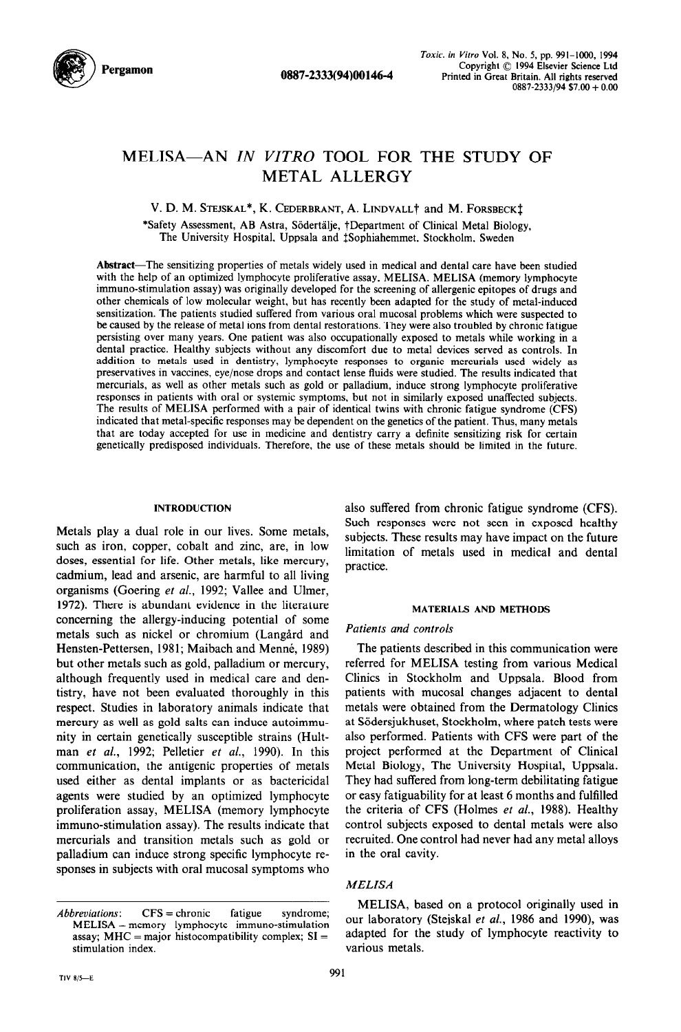# MELISA—AN *IN VITRO* TOOL FOR THE STUDY OF METAL ALLERGY

V. D. M. STEJSKAL*, K. CEDERBRANT, A. LINDVALL† and M. FORSBECK‡

*Safety Assessment, AB Astra, Södertälje, †Department of Clinical Metal Biology, The University Hospital, Uppsala and ‡Sophiahemmet, Stockholm, Sweden

**Abstract**—The sensitizing properties of metals widely used in medical and dental care have been studied with the help of an optimized lymphocyte proliferative assay, MELISA. MELISA (memory lymphocyte immuno-stimulation assay) was originally developed for the screening of allergenic epitopes of drugs and other chemicals of low molecular weight, but has recently been adapted for the study of metal-induced sensitization. The patients studied suffered from various oral mucosal problems which were suspected to be caused by the release of metal ions from dental restorations. They were also troubled by chronic fatigue persisting over many years. One patient was also occupationally exposed to metals while working in a dental practice. Healthy subjects without any discomfort due to metal devices served as controls. In addition to metals used in dentistry, lymphocyte responses to organic mercurials used widely as preservatives in vaccines, eye/nose drops and contact lense fluids were studied. The results indicated that mercurials, as well as other metals such as gold or palladium, induce strong lymphocyte proliferative responses in patients with oral or systemic symptoms, but not in similarly exposed unaffected subjects. The results of MELISA performed with a pair of identical twins with chronic fatigue syndrome (CFS) indicated that metal-specific responses may be dependent on the genetics of the patient. Thus, many metals that are today accepted for use in medicine and dentistry carry a definite sensitizing risk for certain genetically predisposed individuals. Therefore, the use of these metals should be limited in the future.

## INTRODUCTION

Metals play a dual role in our lives. Some metals, such as iron, copper, cobalt and zinc, are, in low doses, essential for life. Other metals, like mercury, cadmium, lead and arsenic, are harmful to all living organisms (Goering *et al.*, 1992; Vallee and Ulmer, 1972). There is abundant evidence in the literature concerning the allergy-inducing potential of some metals such as nickel or chromium (Langård and Hensten-Pettersen, 1981; Maibach and Menné, 1989) but other metals such as gold, palladium or mercury, although frequently used in medical care and dentistry, have not been evaluated thoroughly in this respect. Studies in laboratory animals indicate that mercury as well as gold salts can induce autoimmunity in certain genetically susceptible strains (Hultman *et al.*, 1992; Pelletier *et al.*, 1990). In this communication, the antigenic properties of metals used either as dental implants or as bactericidal agents were studied by an optimized lymphocyte proliferation assay, MELISA (memory lymphocyte immuno-stimulation assay). The results indicate that mercurials and transition metals such as gold or palladium can induce strong specific lymphocyte responses in subjects with oral mucosal symptoms who also suffered from chronic fatigue syndrome (CFS). Such responses were not seen in exposed healthy subjects. These results may have impact on the future limitation of metals used in medical and dental practice.

*Abbreviations*: CFS = chronic fatigue syndrome; MELISA = memory lymphocyte immuno-stimulation assay; MHC = major histocompatibility complex; SI = stimulation index.

## MATERIALS AND METHODS

### *Patients and controls*

The patients described in this communication were referred for MELISA testing from various Medical Clinics in Stockholm and Uppsala. Blood from patients with mucosal changes adjacent to dental metals were obtained from the Dermatology Clinics at Södersjukhuset, Stockholm, where patch tests were also performed. Patients with CFS were part of the project performed at the Department of Clinical Metal Biology, The University Hospital, Uppsala. They had suffered from long-term debilitating fatigue or easy fatiguability for at least 6 months and fulfilled the criteria of CFS (Holmes *et al.*, 1988). Healthy control subjects exposed to dental metals were also recruited. One control had never had any metal alloys in the oral cavity.

### *MELISA*

MELISA, based on a protocol originally used in our laboratory (Stejskal *et al.*, 1986 and 1990), was adapted for the study of lymphocyte reactivity to various metals.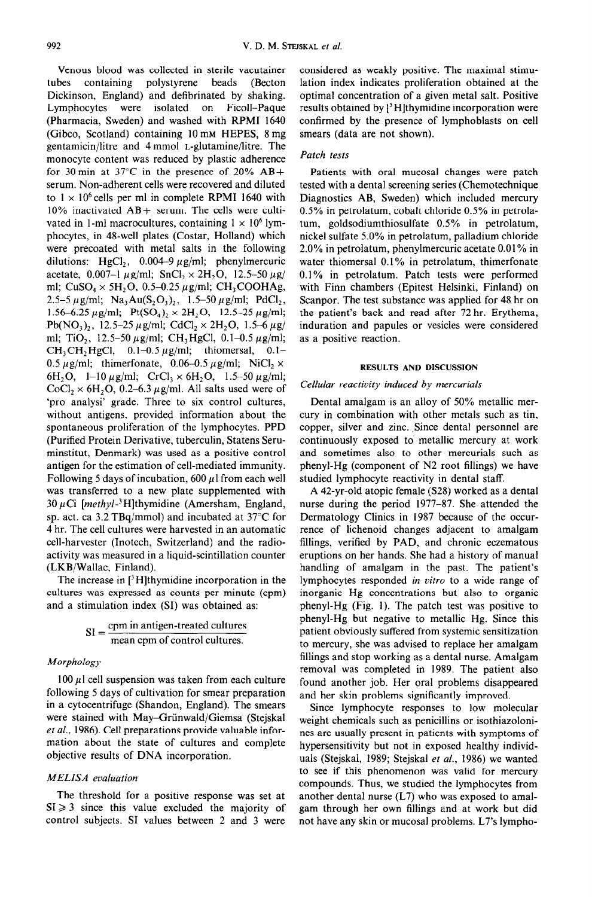Venous blood was collected in sterile vacutainer tubes containing polystyrene beads (Becton Dickinson, England) and defibrinated by shaking. Lymphocytes were isolated on Ficoll–Paque (Pharmacia, Sweden) and washed with RPMI 1640 (Gibco, Scotland) containing 10 mM HEPES, 8 mg gentamicin/litre and 4 mmol L-glutamine/litre. The monocyte content was reduced by plastic adherence for 30 min at 37°C in the presence of 20% AB+ serum. Non-adherent cells were recovered and diluted to $1 \times 10^6$ cells per ml in complete RPMI 1640 with 10% inactivated AB+ serum. The cells were cultivated in 1-ml macrocultures, containing $1 \times 10^6$ lymphocytes, in 48-well plates (Costar, Holland) which were precoated with metal salts in the following dilutions: $HgCl_2$, 0.004–9 μg/ml; phenylmercuric acetate, 0.007–1 μg/ml; $SnCl_2 \times 2H_2O$, 12.5–50 μg/ml; $CuSO_4 \times 5H_2O$, 0.5–0.25 μg/ml; $CH_3COOHAg$, 2.5–5 μg/ml; $Na_3Au(S_2O_3)_2$, 1.5–50 μg/ml; $PdCl_2$, 1.56–6.25 μg/ml; $Pt(SO_4)_2 \times 2H_2O$, 12.5–25 μg/ml; $Pb(NO_3)_2$, 12.5–25 μg/ml; $CdCl_2 \times 2H_2O$, 1.5–6 μg/ml; $TiO_2$, 12.5–50 μg/ml; $CH_3HgCl$, 0.1–0.5 μg/ml; $CH_3CH_2HgCl$, 0.1–0.5 μg/ml; thiomersal, 0.1–0.5 μg/ml; thimerfonate, 0.06–0.5 μg/ml; $NiCl_2 \times 6H_2O$, 1–10 μg/ml; $CrCl_3 \times 6H_2O$, 1.5–50 μg/ml; $CoCl_2 \times 6H_2O$, 0.2–6.3 μg/ml. All salts used were of 'pro analysi' grade. Three to six control cultures, without antigens, provided information about the spontaneous proliferation of the lymphocytes. PPD (Purified Protein Derivative, tuberculin, Statens Seruminstitut, Denmark) was used as a positive control antigen for the estimation of cell-mediated immunity. Following 5 days of incubation, 600 μl from each well was transferred to a new plate supplemented with 30 μCi [*methyl*-$^3$H]thymidine (Amersham, England, sp. act. ca 3.2 TBq/mmol) and incubated at 37°C for 4 hr. The cell cultures were harvested in an automatic cell-harvester (Inotech, Switzerland) and the radioactivity was measured in a liquid-scintillation counter (LKB/Wallac, Finland).

The increase in [$^3$H]thymidine incorporation in the cultures was expressed as counts per minute (cpm) and a stimulation index (SI) was obtained as:

$$\mathrm{SI} = \frac{\text{cpm in antigen-treated cultures}}{\text{mean cpm of control cultures.}}$$

### *Morphology*

100 μl cell suspension was taken from each culture following 5 days of cultivation for smear preparation in a cytocentrifuge (Shandon, England). The smears were stained with May–Grünwald/Giemsa (Stejskal *et al.*, 1986). Cell preparations provide valuable information about the state of cultures and complete objective results of DNA incorporation.

### *MELISA evaluation*

The threshold for a positive response was set at SI ≥ 3 since this value excluded the majority of control subjects. SI values between 2 and 3 were considered as weakly positive. The maximal stimulation index indicates proliferation obtained at the optimal concentration of a given metal salt. Positive results obtained by [$^3$H]thymidine incorporation were confirmed by the presence of lymphoblasts on cell smears (data are not shown).

### *Patch tests*

Patients with oral mucosal changes were patch tested with a dental screening series (Chemotechnique Diagnostics AB, Sweden) which included mercury 0.5% in petrolatum, cobalt chloride 0.5% in petrolatum, goldsodiumthiosulfate 0.5% in petrolatum, nickel sulfate 5.0% in petrolatum, palladium chloride 2.0% in petrolatum, phenylmercuric acetate 0.01% in water thiomersal 0.1% in petrolatum, thimerfonate 0.1% in petrolatum. Patch tests were performed with Finn chambers (Epitest Helsinki, Finland) on Scanpor. The test substance was applied for 48 hr on the patient's back and read after 72 hr. Erythema, induration and papules or vesicles were considered as a positive reaction.

## RESULTS AND DISCUSSION

### *Cellular reactivity induced by mercurials*

Dental amalgam is an alloy of 50% metallic mercury in combination with other metals such as tin, copper, silver and zinc. Since dental personnel are continuously exposed to metallic mercury at work and sometimes also to other mercurials such as phenyl-Hg (component of N2 root fillings) we have studied lymphocyte reactivity in dental staff.

A 42-yr-old atopic female (S28) worked as a dental nurse during the period 1977–87. She attended the Dermatology Clinics in 1987 because of the occurrence of lichenoid changes adjacent to amalgam fillings, verified by PAD, and chronic eczematous eruptions on her hands. She had a history of manual handling of amalgam in the past. The patient's lymphocytes responded *in vitro* to a wide range of inorganic Hg concentrations but also to organic phenyl-Hg (Fig. 1). The patch test was positive to phenyl-Hg but negative to metallic Hg. Since this patient obviously suffered from systemic sensitization to mercury, she was advised to replace her amalgam fillings and stop working as a dental nurse. Amalgam removal was completed in 1989. The patient also found another job. Her oral problems disappeared and her skin problems significantly improved.

Since lymphocyte responses to low molecular weight chemicals such as penicillins or isothiazolinones are usually present in patients with symptoms of hypersensitivity but not in exposed healthy individuals (Stejskal, 1989; Stejskal *et al.*, 1986) we wanted to see if this phenomenon was valid for mercury compounds. Thus, we studied the lymphocytes from another dental nurse (L7) who was exposed to amalgam through her own fillings and at work but did not have any skin or mucosal problems. L7's lympho-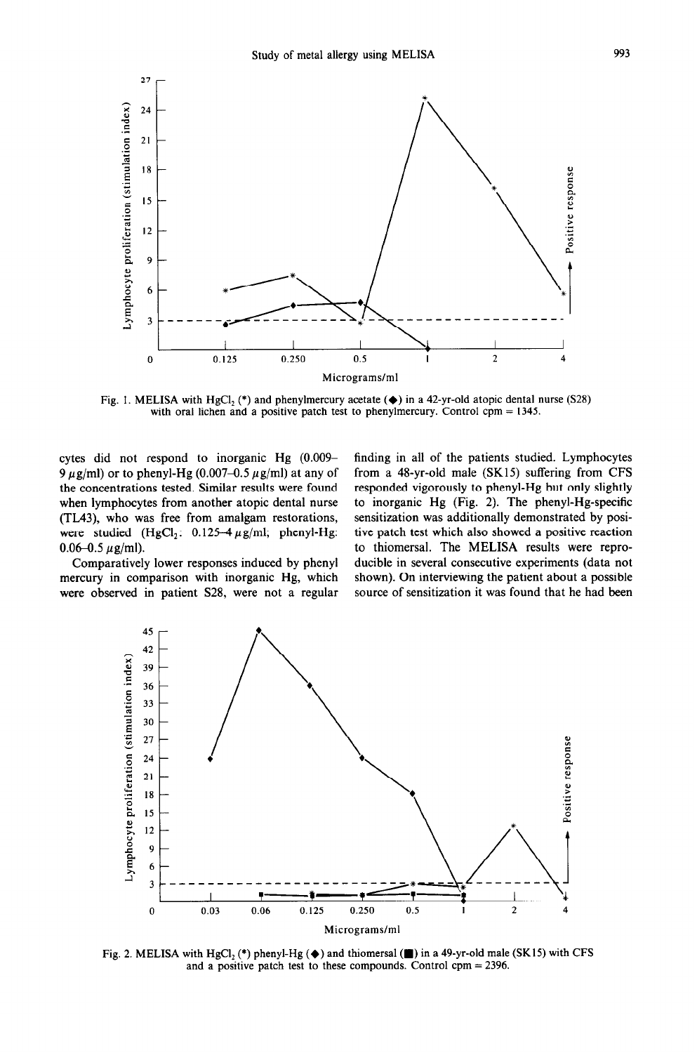Fig. 1. MELISA with $HgCl_2$ (*) and phenylmercury acetate (◆) in a 42-yr-old atopic dental nurse (S28) with oral lichen and a positive patch test to phenylmercury. Control cpm = 1345.

cytes did not respond to inorganic Hg (0.009–9 $\mu$g/ml) or to phenyl-Hg (0.007–0.5 $\mu$g/ml) at any of the concentrations tested. Similar results were found when lymphocytes from another atopic dental nurse (TL43), who was free from amalgam restorations, were studied ($HgCl_2$: 0.125–4 $\mu$g/ml; phenyl-Hg: 0.06–0.5 $\mu$g/ml).

Comparatively lower responses induced by phenyl mercury in comparison with inorganic Hg, which were observed in patient S28, were not a regular finding in all of the patients studied. Lymphocytes from a 48-yr-old male (SK15) suffering from CFS responded vigorously to phenyl-Hg but only slightly to inorganic Hg (Fig. 2). The phenyl-Hg-specific sensitization was additionally demonstrated by positive patch test which also showed a positive reaction to thiomersal. The MELISA results were reproducible in several consecutive experiments (data not shown). On interviewing the patient about a possible source of sensitization it was found that he had been

Fig. 2. MELISA with $HgCl_2$ (*) phenyl-Hg (◆) and thiomersal (■) in a 49-yr-old male (SK15) with CFS and a positive patch test to these compounds. Control cpm = 2396.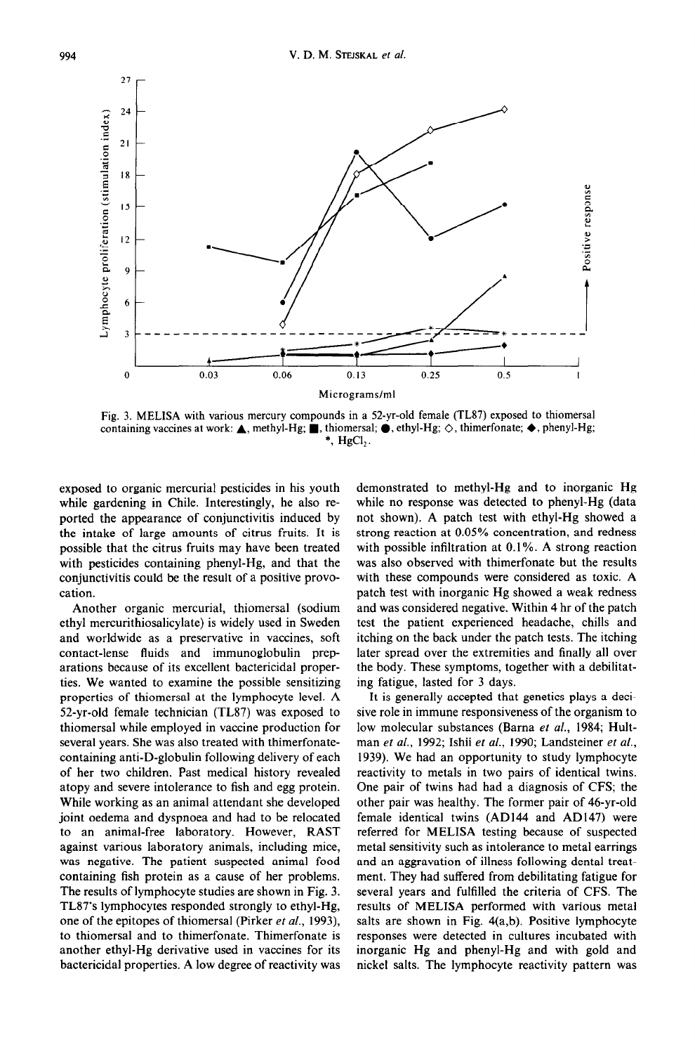Fig. 3. MELISA with various mercury compounds in a 52-yr-old female (TL87) exposed to thiomersal containing vaccines at work: ▲, methyl-Hg; ■, thiomersal; ●, ethyl-Hg; ◇, thimerfonate; ◆, phenyl-Hg; *, $HgCl_2$.

exposed to organic mercurial pesticides in his youth while gardening in Chile. Interestingly, he also reported the appearance of conjunctivitis induced by the intake of large amounts of citrus fruits. It is possible that the citrus fruits may have been treated with pesticides containing phenyl-Hg, and that the conjunctivitis could be the result of a positive provocation.

Another organic mercurial, thiomersal (sodium ethyl mercurithiosalicylate) is widely used in Sweden and worldwide as a preservative in vaccines, soft contact-lense fluids and immunoglobulin preparations because of its excellent bactericidal properties. We wanted to examine the possible sensitizing properties of thiomersal at the lymphocyte level. A 52-yr-old female technician (TL87) was exposed to thiomersal while employed in vaccine production for several years. She was also treated with thimerfonate-containing anti-D-globulin following delivery of each of her two children. Past medical history revealed atopy and severe intolerance to fish and egg protein. While working as an animal attendant she developed joint oedema and dyspnoea and had to be relocated to an animal-free laboratory. However, RAST against various laboratory animals, including mice, was negative. The patient suspected animal food containing fish protein as a cause of her problems. The results of lymphocyte studies are shown in Fig. 3. TL87's lymphocytes responded strongly to ethyl-Hg, one of the epitopes of thiomersal (Pirker *et al.*, 1993), to thiomersal and to thimerfonate. Thimerfonate is another ethyl-Hg derivative used in vaccines for its bactericidal properties. A low degree of reactivity was demonstrated to methyl-Hg and to inorganic Hg while no response was detected to phenyl-Hg (data not shown). A patch test with ethyl-Hg showed a strong reaction at 0.05% concentration, and redness with possible infiltration at 0.1%. A strong reaction was also observed with thimerfonate but the results with these compounds were considered as toxic. A patch test with inorganic Hg showed a weak redness and was considered negative. Within 4 hr of the patch test the patient experienced headache, chills and itching on the back under the patch tests. The itching later spread over the extremities and finally all over the body. These symptoms, together with a debilitating fatigue, lasted for 3 days.

It is generally accepted that genetics plays a decisive role in immune responsiveness of the organism to low molecular substances (Barna *et al.*, 1984; Hultman *et al.*, 1992; Ishii *et al.*, 1990; Landsteiner *et al.*, 1939). We had an opportunity to study lymphocyte reactivity to metals in two pairs of identical twins. One pair of twins had had a diagnosis of CFS; the other pair was healthy. The former pair of 46-yr-old female identical twins (AD144 and AD147) were referred for MELISA testing because of suspected metal sensitivity such as intolerance to metal earrings and an aggravation of illness following dental treatment. They had suffered from debilitating fatigue for several years and fulfilled the criteria of CFS. The results of MELISA performed with various metal salts are shown in Fig. 4(a,b). Positive lymphocyte responses were detected in cultures incubated with inorganic Hg and phenyl-Hg and with gold and nickel salts. The lymphocyte reactivity pattern was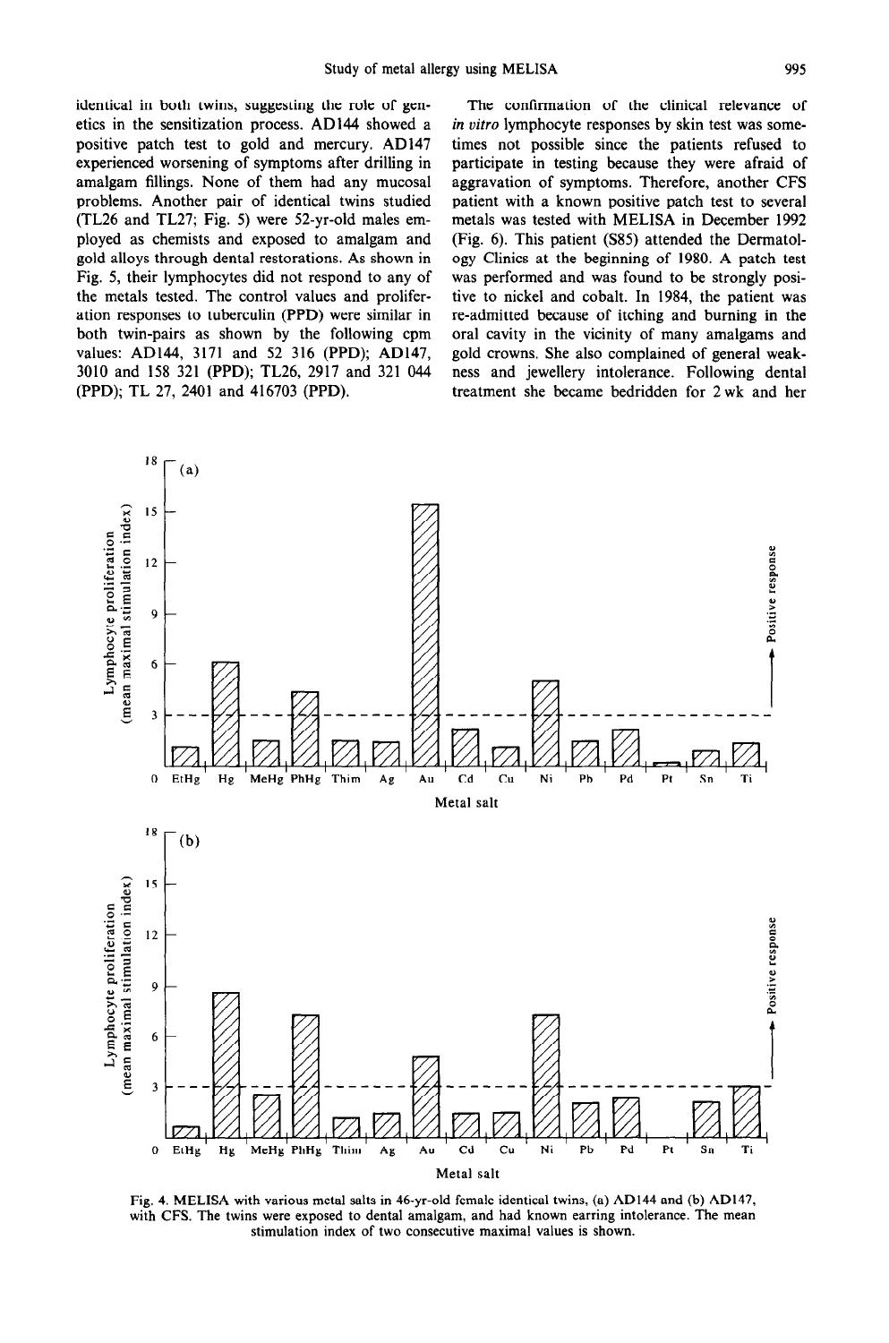identical in both twins, suggesting the role of genetics in the sensitization process. AD144 showed a positive patch test to gold and mercury. AD147 experienced worsening of symptoms after drilling in amalgam fillings. None of them had any mucosal problems. Another pair of identical twins studied (TL26 and TL27; Fig. 5) were 52-yr-old males employed as chemists and exposed to amalgam and gold alloys through dental restorations. As shown in Fig. 5, their lymphocytes did not respond to any of the metals tested. The control values and proliferation responses to tuberculin (PPD) were similar in both twin-pairs as shown by the following cpm values: AD144, 3171 and 52 316 (PPD); AD147, 3010 and 158 321 (PPD); TL26, 2917 and 321 044 (PPD); TL 27, 2401 and 416703 (PPD).

The confirmation of the clinical relevance of *in vitro* lymphocyte responses by skin test was sometimes not possible since the patients refused to participate in testing because they were afraid of aggravation of symptoms. Therefore, another CFS patient with a known positive patch test to several metals was tested with MELISA in December 1992 (Fig. 6). This patient (S85) attended the Dermatology Clinics at the beginning of 1980. A patch test was performed and was found to be strongly positive to nickel and cobalt. In 1984, the patient was re-admitted because of itching and burning in the oral cavity in the vicinity of many amalgams and gold crowns. She also complained of general weakness and jewellery intolerance. Following dental treatment she became bedridden for 2 wk and her

Fig. 4. MELISA with various metal salts in 46-yr-old female identical twins, (a) AD144 and (b) AD147, with CFS. The twins were exposed to dental amalgam, and had known earring intolerance. The mean stimulation index of two consecutive maximal values is shown.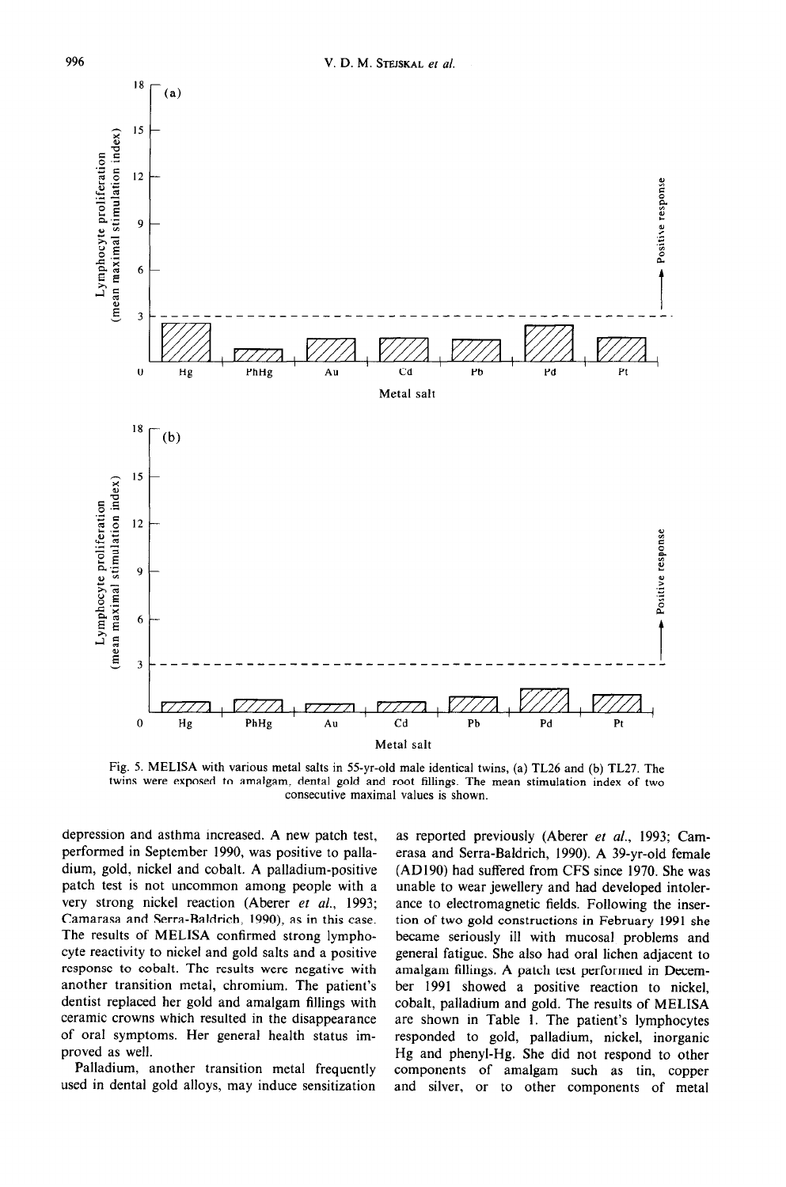Fig. 5. MELISA with various metal salts in 55-yr-old male identical twins, (a) TL26 and (b) TL27. The twins were exposed to amalgam, dental gold and root fillings. The mean stimulation index of two consecutive maximal values is shown.

depression and asthma increased. A new patch test, performed in September 1990, was positive to palladium, gold, nickel and cobalt. A palladium-positive patch test is not uncommon among people with a very strong nickel reaction (Aberer *et al.*, 1993; Camarasa and Serra-Baldrich, 1990), as in this case. The results of MELISA confirmed strong lymphocyte reactivity to nickel and gold salts and a positive response to cobalt. The results were negative with another transition metal, chromium. The patient's dentist replaced her gold and amalgam fillings with ceramic crowns which resulted in the disappearance of oral symptoms. Her general health status improved as well.

Palladium, another transition metal frequently used in dental gold alloys, may induce sensitization as reported previously (Aberer *et al.*, 1993; Camerasa and Serra-Baldrich, 1990). A 39-yr-old female (AD190) had suffered from CFS since 1970. She was unable to wear jewellery and had developed intolerance to electromagnetic fields. Following the insertion of two gold constructions in February 1991 she became seriously ill with mucosal problems and general fatigue. She also had oral lichen adjacent to amalgam fillings. A patch test performed in December 1991 showed a positive reaction to nickel, cobalt, palladium and gold. The results of MELISA are shown in Table 1. The patient's lymphocytes responded to gold, palladium, nickel, inorganic Hg and phenyl-Hg. She did not respond to other components of amalgam such as tin, copper and silver, or to other components of metal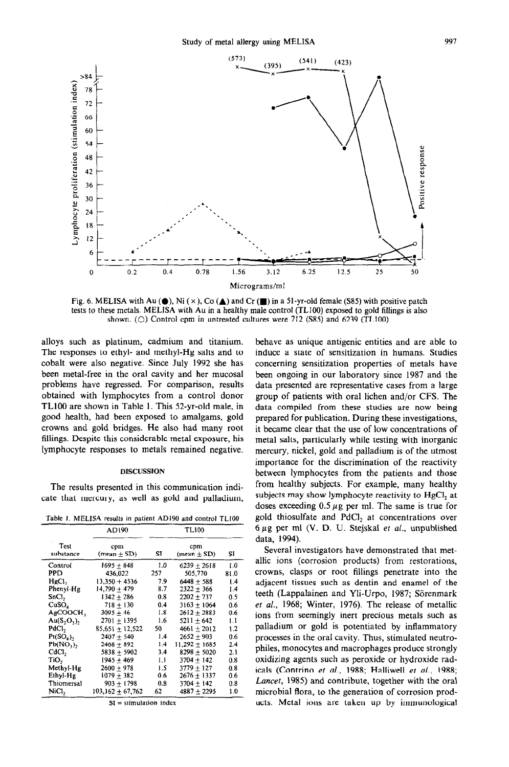Fig. 6. MELISA with Au (●), Ni (×), Co (▲) and Cr (■) in a 51-yr-old female (S85) with positive patch tests to these metals. MELISA with Au in a healthy male control (TL100) exposed to gold fillings is also shown. (○) Control cpm in untreated cultures were 712 (S85) and 6239 (TL100)

alloys such as platinum, cadmium and titanium. The responses to ethyl- and methyl-Hg salts and to cobalt were also negative. Since July 1992 she has been metal-free in the oral cavity and her mucosal problems have regressed. For comparison, results obtained with lymphocytes from a control donor TL100 are shown in Table 1. This 52-yr-old male, in good health, had been exposed to amalgams, gold crowns and gold bridges. He also had many root fillings. Despite this considerable metal exposure, his lymphocyte responses to metals remained negative.

## DISCUSSION

The results presented in this communication indicate that mercury, as well as gold and palladium, behave as unique antigenic entities and are able to induce a state of sensitization in humans. Studies concerning sensitization properties of metals have been ongoing in our laboratory since 1987 and the data presented are representative cases from a large group of patients with oral lichen and/or CFS. The data compiled from these studies are now being prepared for publication. During these investigations, it became clear that the use of low concentrations of metal salts, particularly while testing with inorganic mercury, nickel, gold and palladium is of the utmost importance for the discrimination of the reactivity between lymphocytes from the patients and those from healthy subjects. For example, many healthy subjects may show lymphocyte reactivity to $HgCl_2$ at doses exceeding 0.5 $\mu$g per ml. The same is true for gold thiosulfate and $PdCl_2$ at concentrations over 6 $\mu$g per ml (V. D. U. Stejskal *et al.*, unpublished data, 1994).

Table 1. MELISA results in patient AD190 and control TL100

| | AD190 | | TL100 | |
|---|---|---|---|---|
| Test substance | cpm (mean ± SD) | SI | cpm (mean ± SD) | SI |
| Control | 1695 ± 848 | 1.0 | 6239 ± 2618 | 1.0 |
| PPD | 436,022 | 257 | 505,770 | 81.0 |
| $HgCl_2$ | 13,350 ± 4536 | 7.9 | 6448 ± 588 | 1.4 |
| Phenyl-Hg | 14,790 ± 479 | 8.7 | 2322 ± 366 | 1.4 |
| $SnCl_2$ | 1342 ± 286 | 0.8 | 2202 ± 737 | 0.5 |
| $CuSO_4$ | 718 ± 130 | 0.4 | 3163 ± 1064 | 0.6 |
| $AgCOOCH_3$ | 3095 ± 46 | 1.8 | 2612 ± 2883 | 0.6 |
| $Au(S_2O_3)_2$ | 2701 ± 1395 | 1.6 | 5211 ± 642 | 1.1 |
| $PdCl_2$ | 85,651 ± 12,522 | 50 | 4661 ± 2012 | 1.2 |
| $Pt(SO_4)_2$ | 2407 ± 540 | 1.4 | 2652 ± 903 | 0.6 |
| $Pb(NO_3)_2$ | 2468 ± 892 | 1.4 | 11,292 ± 1685 | 2.4 |
| $CdCl_2$ | 5838 ± 5902 | 3.4 | 8298 ± 5020 | 2.1 |
| $TiO_2$ | 1945 ± 469 | 1.1 | 3704 ± 142 | 0.8 |
| Methyl-Hg | 2600 ± 978 | 1.5 | 3779 ± 127 | 0.8 |
| Ethyl-Hg | 1079 ± 382 | 0.6 | 2676 ± 1337 | 0.6 |
| Thiomersal | 903 ± 1798 | 0.8 | 3704 ± 142 | 0.8 |
| $NiCl_2$ | 103,162 ± 67,762 | 62 | 4887 ± 2295 | 1.0 |

SI = stimulation index

Several investigators have demonstrated that metallic ions (corrosion products) from restorations, crowns, clasps or root fillings penetrate into the adjacent tissues such as dentin and enamel of the teeth (Lappalainen and Yli-Urpo, 1987; Sörenmark *et al.*, 1968; Winter, 1976). The release of metallic ions from seemingly inert precious metals such as palladium or gold is potentiated by inflammatory processes in the oral cavity. Thus, stimulated neutrophiles, monocytes and macrophages produce strongly oxidizing agents such as peroxide or hydroxide radicals (Contrino *et al.*, 1988; Halliwell *et al.*, 1988; *Lancet*, 1985) and contribute, together with the oral microbial flora, to the generation of corrosion products. Metal ions are taken up by immunological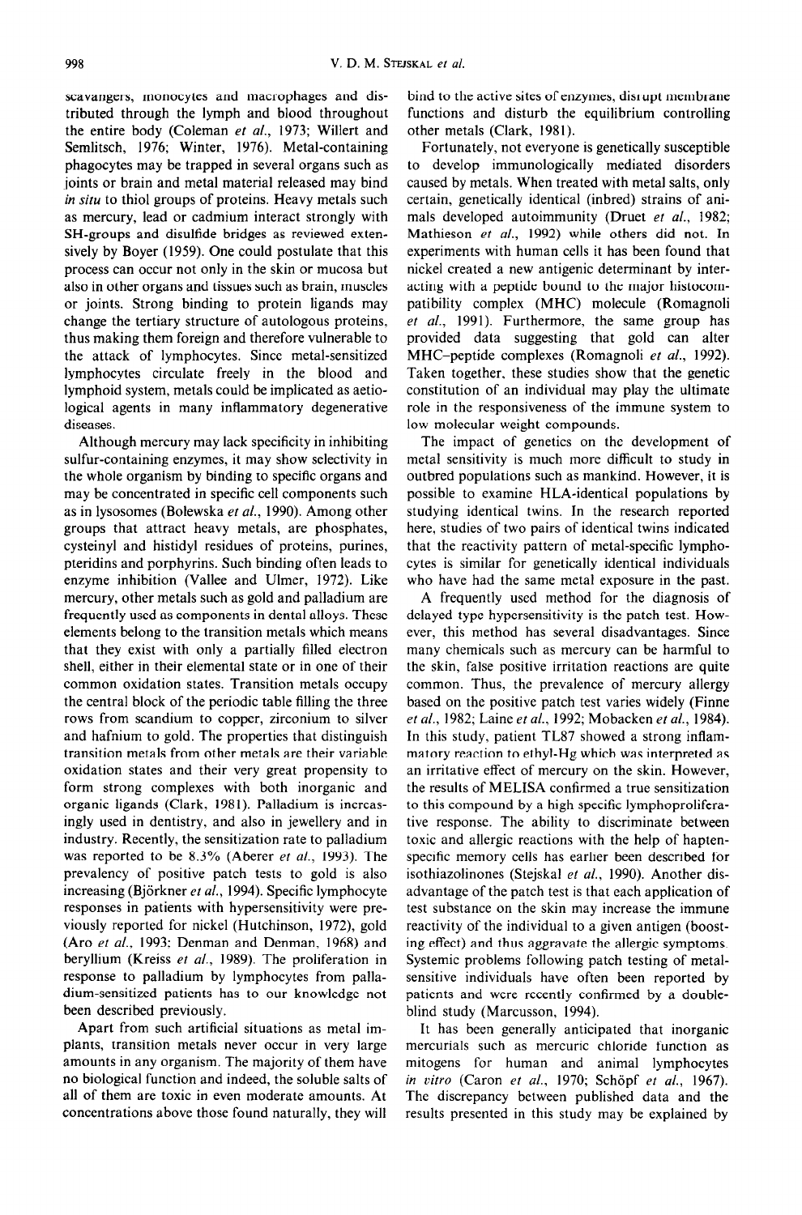scavangers, monocytes and macrophages and distributed through the lymph and blood throughout the entire body (Coleman *et al.*, 1973; Willert and Semlitsch, 1976; Winter, 1976). Metal-containing phagocytes may be trapped in several organs such as joints or brain and metal material released may bind *in situ* to thiol groups of proteins. Heavy metals such as mercury, lead or cadmium interact strongly with SH-groups and disulfide bridges as reviewed extensively by Boyer (1959). One could postulate that this process can occur not only in the skin or mucosa but also in other organs and tissues such as brain, muscles or joints. Strong binding to protein ligands may change the tertiary structure of autologous proteins, thus making them foreign and therefore vulnerable to the attack of lymphocytes. Since metal-sensitized lymphocytes circulate freely in the blood and lymphoid system, metals could be implicated as aetiological agents in many inflammatory degenerative diseases.

Although mercury may lack specificity in inhibiting sulfur-containing enzymes, it may show selectivity in the whole organism by binding to specific organs and may be concentrated in specific cell components such as in lysosomes (Bolewska *et al.*, 1990). Among other groups that attract heavy metals, are phosphates, cysteinyl and histidyl residues of proteins, purines, pteridins and porphyrins. Such binding often leads to enzyme inhibition (Vallee and Ulmer, 1972). Like mercury, other metals such as gold and palladium are frequently used as components in dental alloys. These elements belong to the transition metals which means that they exist with only a partially filled electron shell, either in their elemental state or in one of their common oxidation states. Transition metals occupy the central block of the periodic table filling the three rows from scandium to copper, zirconium to silver and hafnium to gold. The properties that distinguish transition metals from other metals are their variable oxidation states and their very great propensity to form strong complexes with both inorganic and organic ligands (Clark, 1981). Palladium is increasingly used in dentistry, and also in jewellery and in industry. Recently, the sensitization rate to palladium was reported to be 8.3% (Aberer *et al.*, 1993). The prevalency of positive patch tests to gold is also increasing (Björkner *et al.*, 1994). Specific lymphocyte responses in patients with hypersensitivity were previously reported for nickel (Hutchinson, 1972), gold (Aro *et al.*, 1993; Denman and Denman, 1968) and beryllium (Kreiss *et al.*, 1989). The proliferation in response to palladium by lymphocytes from palladium-sensitized patients has to our knowledge not been described previously.

Apart from such artificial situations as metal implants, transition metals never occur in very large amounts in any organism. The majority of them have no biological function and indeed, the soluble salts of all of them are toxic in even moderate amounts. At concentrations above those found naturally, they will bind to the active sites of enzymes, disrupt membrane functions and disturb the equilibrium controlling other metals (Clark, 1981).

Fortunately, not everyone is genetically susceptible to develop immunologically mediated disorders caused by metals. When treated with metal salts, only certain, genetically identical (inbred) strains of animals developed autoimmunity (Druet *et al.*, 1982; Mathieson *et al.*, 1992) while others did not. In experiments with human cells it has been found that nickel created a new antigenic determinant by interacting with a peptide bound to the major histocompatibility complex (MHC) molecule (Romagnoli *et al.*, 1991). Furthermore, the same group has provided data suggesting that gold can alter MHC–peptide complexes (Romagnoli *et al.*, 1992). Taken together, these studies show that the genetic constitution of an individual may play the ultimate role in the responsiveness of the immune system to low molecular weight compounds.

The impact of genetics on the development of metal sensitivity is much more difficult to study in outbred populations such as mankind. However, it is possible to examine HLA-identical populations by studying identical twins. In the research reported here, studies of two pairs of identical twins indicated that the reactivity pattern of metal-specific lymphocytes is similar for genetically identical individuals who have had the same metal exposure in the past.

A frequently used method for the diagnosis of delayed type hypersensitivity is the patch test. However, this method has several disadvantages. Since many chemicals such as mercury can be harmful to the skin, false positive irritation reactions are quite common. Thus, the prevalence of mercury allergy based on the positive patch test varies widely (Finne *et al.*, 1982; Laine *et al.*, 1992; Mobacken *et al.*, 1984). In this study, patient TL87 showed a strong inflammatory reaction to ethyl-Hg which was interpreted as an irritative effect of mercury on the skin. However, the results of MELISA confirmed a true sensitization to this compound by a high specific lymphoproliferative response. The ability to discriminate between toxic and allergic reactions with the help of hapten-specific memory cells has earlier been described for isothiazolinones (Stejskal *et al.*, 1990). Another disadvantage of the patch test is that each application of test substance on the skin may increase the immune reactivity of the individual to a given antigen (boosting effect) and thus aggravate the allergic symptoms. Systemic problems following patch testing of metal-sensitive individuals have often been reported by patients and were recently confirmed by a double-blind study (Marcusson, 1994).

It has been generally anticipated that inorganic mercurials such as mercuric chloride function as mitogens for human and animal lymphocytes *in vitro* (Caron *et al.*, 1970; Schöpf *et al.*, 1967). The discrepancy between published data and the results presented in this study may be explained by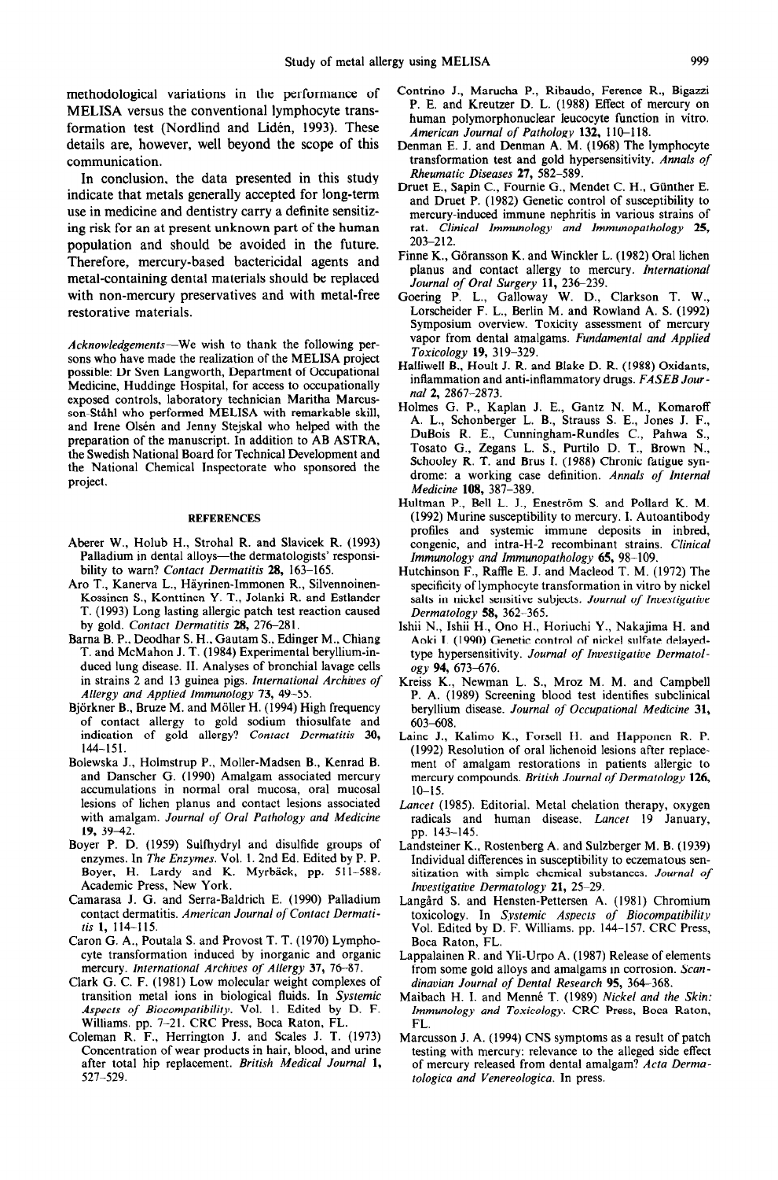methodological variations in the performance of MELISA versus the conventional lymphocyte transformation test (Nordlind and Lidén, 1993). These details are, however, well beyond the scope of this communication.

In conclusion, the data presented in this study indicate that metals generally accepted for long-term use in medicine and dentistry carry a definite sensitizing risk for an at present unknown part of the human population and should be avoided in the future. Therefore, mercury-based bactericidal agents and metal-containing dental materials should be replaced with non-mercury preservatives and with metal-free restorative materials.

*Acknowledgements*—We wish to thank the following persons who have made the realization of the MELISA project possible: Dr Sven Langworth, Department of Occupational Medicine, Huddinge Hospital, for access to occupationally exposed controls, laboratory technician Maritha Marcusson-Ståhl who performed MELISA with remarkable skill, and Irene Olsén and Jenny Stejskal who helped with the preparation of the manuscript. In addition to AB ASTRA, the Swedish National Board for Technical Development and the National Chemical Inspectorate who sponsored the project.

## REFERENCES

Aberer W., Holub H., Strohal R. and Slavicek R. (1993) Palladium in dental alloys—the dermatologists' responsibility to warn? *Contact Dermatitis* **28**, 163–165.

Aro T., Kanerva L., Häyrinen-Immonen R., Silvennoinen-Kossinen S., Konttinen Y. T., Jolanki R. and Estlander T. (1993) Long lasting allergic patch test reaction caused by gold. *Contact Dermatitis* **28**, 276–281.

Barna B. P., Deodhar S. H., Gautam S., Edinger M., Chiang T. and McMahon J. T. (1984) Experimental beryllium-induced lung disease. II. Analyses of bronchial lavage cells in strains 2 and 13 guinea pigs. *International Archives of Allergy and Applied Immunology* **73**, 49–55.

Björkner B., Bruze M. and Möller H. (1994) High frequency of contact allergy to gold sodium thiosulfate and indication of gold allergy? *Contact Dermatitis* **30**, 144–151.

Bolewska J., Holmstrup P., Moller-Madsen B., Kenrad B. and Danscher G. (1990) Amalgam associated mercury accumulations in normal oral mucosa, oral mucosal lesions of lichen planus and contact lesions associated with amalgam. *Journal of Oral Pathology and Medicine* **19**, 39–42.

Boyer P. D. (1959) Sulfhydryl and disulfide groups of enzymes. In *The Enzymes*. Vol. 1. 2nd Ed. Edited by P. P. Boyer, H. Lardy and K. Myrbäck, pp. 511–588. Academic Press, New York.

Camarasa J. G. and Serra-Baldrich E. (1990) Palladium contact dermatitis. *American Journal of Contact Dermatitis* **1**, 114–115.

Caron G. A., Poutala S. and Provost T. T. (1970) Lymphocyte transformation induced by inorganic and organic mercury. *International Archives of Allergy* **37**, 76–87.

Clark G. C. F. (1981) Low molecular weight complexes of transition metal ions in biological fluids. In *Systemic Aspects of Biocompatibility*. Vol. 1. Edited by D. F. Williams. pp. 7–21. CRC Press, Boca Raton, FL.

Coleman R. F., Herrington J. and Scales J. T. (1973) Concentration of wear products in hair, blood, and urine after total hip replacement. *British Medical Journal* **1**, 527–529.

Contrino J., Marucha P., Ribaudo, Ference R., Bigazzi P. E. and Kreutzer D. L. (1988) Effect of mercury on human polymorphonuclear leucocyte function in vitro. *American Journal of Pathology* **132**, 110–118.

Denman E. J. and Denman A. M. (1968) The lymphocyte transformation test and gold hypersensitivity. *Annals of Rheumatic Diseases* **27**, 582–589.

Druet E., Sapin C., Fournie G., Mendet C. H., Günther E. and Druet P. (1982) Genetic control of susceptibility to mercury-induced immune nephritis in various strains of rat. *Clinical Immunology and Immunopathology* **25**, 203–212.

Finne K., Göransson K. and Winckler L. (1982) Oral lichen planus and contact allergy to mercury. *International Journal of Oral Surgery* **11**, 236–239.

Goering P. L., Galloway W. D., Clarkson T. W., Lorscheider F. L., Berlin M. and Rowland A. S. (1992) Symposium overview. Toxicity assessment of mercury vapor from dental amalgams. *Fundamental and Applied Toxicology* **19**, 319–329.

Halliwell B., Hoult J. R. and Blake D. R. (1988) Oxidants, inflammation and anti-inflammatory drugs. *FASEB Journal* **2**, 2867–2873.

Holmes G. P., Kaplan J. E., Gantz N. M., Komaroff A. L., Schonberger L. B., Strauss S. E., Jones J. F., DuBois R. E., Cunningham-Rundles C., Pahwa S., Tosato G., Zegans L. S., Purtilo D. T., Brown N., Schooley R. T. and Brus I. (1988) Chronic fatigue syndrome: a working case definition. *Annals of Internal Medicine* **108**, 387–389.

Hultman P., Bell L. J., Eneström S. and Pollard K. M. (1992) Murine susceptibility to mercury. I. Autoantibody profiles and systemic immune deposits in inbred, congenic, and intra-H-2 recombinant strains. *Clinical Immunology and Immunopathology* **65**, 98–109.

Hutchinson F., Raffle E. J. and Macleod T. M. (1972) The specificity of lymphocyte transformation in vitro by nickel salts in nickel sensitive subjects. *Journal of Investigative Dermatology* **58**, 362–365.

Ishii N., Ishii H., Ono H., Horiuchi Y., Nakajima H. and Aoki I. (1990) Genetic control of nickel sulfate delayed-type hypersensitivity. *Journal of Investigative Dermatology* **94**, 673–676.

Kreiss K., Newman L. S., Mroz M. M. and Campbell P. A. (1989) Screening blood test identifies subclinical beryllium disease. *Journal of Occupational Medicine* **31**, 603–608.

Laine J., Kalimo K., Forsell H. and Happonen R. P. (1992) Resolution of oral lichenoid lesions after replacement of amalgam restorations in patients allergic to mercury compounds. *British Journal of Dermatology* **126**, 10–15.

*Lancet* (1985). Editorial. Metal chelation therapy, oxygen radicals and human disease. *Lancet* 19 January, pp. 143–145.

Landsteiner K., Rostenberg A. and Sulzberger M. B. (1939) Individual differences in susceptibility to eczematous sensitization with simple chemical substances. *Journal of Investigative Dermatology* **21**, 25–29.

Langård S. and Hensten-Pettersen A. (1981) Chromium toxicology. In *Systemic Aspects of Biocompatibility* Vol. Edited by D. F. Williams. pp. 144–157. CRC Press, Boca Raton, FL.

Lappalainen R. and Yli-Urpo A. (1987) Release of elements from some gold alloys and amalgams in corrosion. *Scandinavian Journal of Dental Research* **95**, 364–368.

Maibach H. I. and Menné T. (1989) *Nickel and the Skin: Immunology and Toxicology*. CRC Press, Boca Raton, FL.

Marcusson J. A. (1994) CNS symptoms as a result of patch testing with mercury: relevance to the alleged side effect of mercury released from dental amalgam? *Acta Dermatologica and Venereologica*. In press.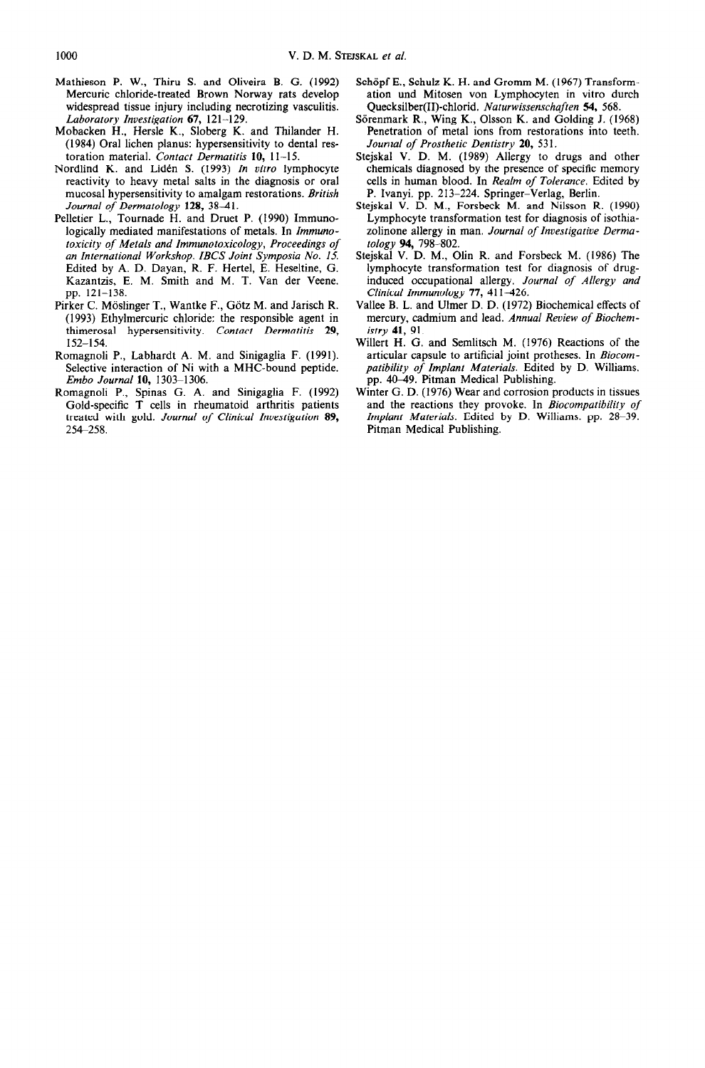Mathieson P. W., Thiru S. and Oliveira B. G. (1992) Mercuric chloride-treated Brown Norway rats develop widespread tissue injury including necrotizing vasculitis. *Laboratory Investigation* **67,** 121–129.

Mobacken H., Hersle K., Sloberg K. and Thilander H. (1984) Oral lichen planus: hypersensitivity to dental restoration material. *Contact Dermatitis* **10,** 11–15.

Nordlind K. and Lidén S. (1993) *In vitro* lymphocyte reactivity to heavy metal salts in the diagnosis or oral mucosal hypersensitivity to amalgam restorations. *British Journal of Dermatology* **128,** 38–41.

Pelletier L., Tournade H. and Druet P. (1990) Immunologically mediated manifestations of metals. In *Immunotoxicity of Metals and Immunotoxicology, Proceedings of an International Workshop. IBCS Joint Symposia No. 15.* Edited by A. D. Dayan, R. F. Hertel, E. Heseltine, G. Kazantzis, E. M. Smith and M. T. Van der Veene. pp. 121–138.

Pirker C. Möslinger T., Wantke F., Götz M. and Jarisch R. (1993) Ethylmercuric chloride: the responsible agent in thimerosal hypersensitivity. *Contact Dermatitis* **29,** 152–154.

Romagnoli P., Labhardt A. M. and Sinigaglia F. (1991). Selective interaction of Ni with a MHC-bound peptide. *Embo Journal* **10,** 1303–1306.

Romagnoli P., Spinas G. A. and Sinigaglia F. (1992) Gold-specific T cells in rheumatoid arthritis patients treated with gold. *Journal of Clinical Investigation* **89,** 254–258.

Schöpf E., Schulz K. H. and Gromm M. (1967) Transformation und Mitosen von Lymphocyten in vitro durch Quecksilber(II)-chlorid. *Naturwissenschaften* **54,** 568.

Sörenmark R., Wing K., Olsson K. and Golding J. (1968) Penetration of metal ions from restorations into teeth. *Journal of Prosthetic Dentistry* **20,** 531.

Stejskal V. D. M. (1989) Allergy to drugs and other chemicals diagnosed by the presence of specific memory cells in human blood. In *Realm of Tolerance.* Edited by P. Ivanyi. pp. 213–224. Springer-Verlag, Berlin.

Stejskal V. D. M., Forsbeck M. and Nilsson R. (1990) Lymphocyte transformation test for diagnosis of isothiazolinone allergy in man. *Journal of Investigative Dermatology* **94,** 798–802.

Stejskal V. D. M., Olin R. and Forsbeck M. (1986) The lymphocyte transformation test for diagnosis of drug-induced occupational allergy. *Journal of Allergy and Clinical Immunology* **77,** 411–426.

Vallee B. L. and Ulmer D. D. (1972) Biochemical effects of mercury, cadmium and lead. *Annual Review of Biochemistry* **41,** 91.

Willert H. G. and Semlitsch M. (1976) Reactions of the articular capsule to artificial joint protheses. In *Biocompatibility of Implant Materials.* Edited by D. Williams. pp. 40–49. Pitman Medical Publishing.

Winter G. D. (1976) Wear and corrosion products in tissues and the reactions they provoke. In *Biocompatibility of Implant Materials.* Edited by D. Williams. pp. 28–39. Pitman Medical Publishing.